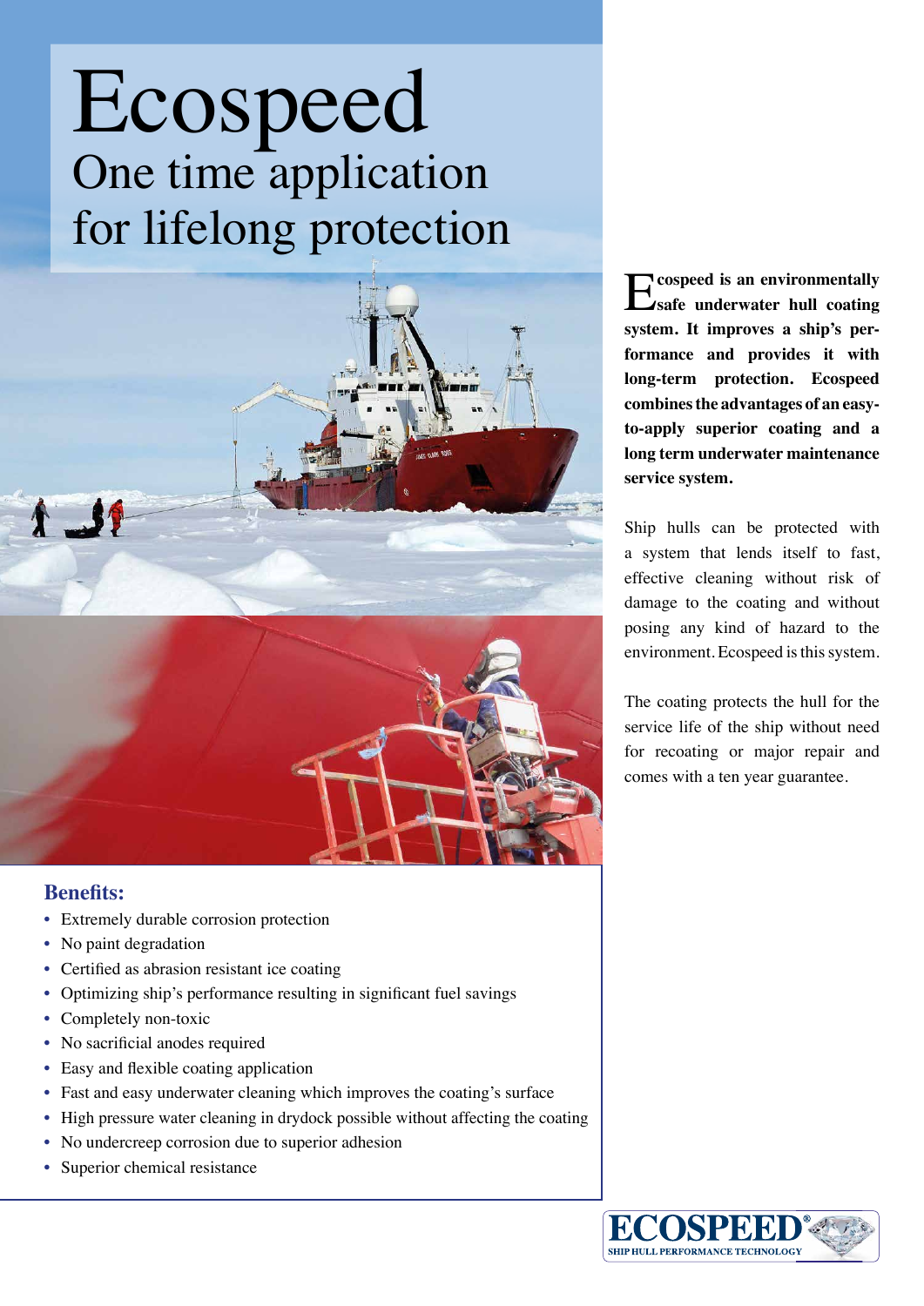# Ecospeed

## One time application for lifelong protection

**Ecospeed is an environmentally safe underwater hull coating system. It improves a ship's performance and provides it with long-term protection. Ecospeed combines the advantages of an easy-to-apply superior coating and a long term underwater maintenance service system.**

Ship hulls can be protected with a system that lends itself to fast, effective cleaning without risk of damage to the coating and without posing any kind of hazard to the environment. Ecospeed is this system.

The coating protects the hull for the service life of the ship without need for recoating or major repair and comes with a ten year guarantee.

### Benefits:

- Extremely durable corrosion protection
- No paint degradation
- Certified as abrasion resistant ice coating
- Optimizing ship's performance resulting in significant fuel savings
- Completely non-toxic
- No sacrificial anodes required
- Easy and flexible coating application
- Fast and easy underwater cleaning which improves the coating's surface
- High pressure water cleaning in drydock possible without affecting the coating
- No undercreep corrosion due to superior adhesion
- Superior chemical resistance

ECOSPEED®
SHIP HULL PERFORMANCE TECHNOLOGY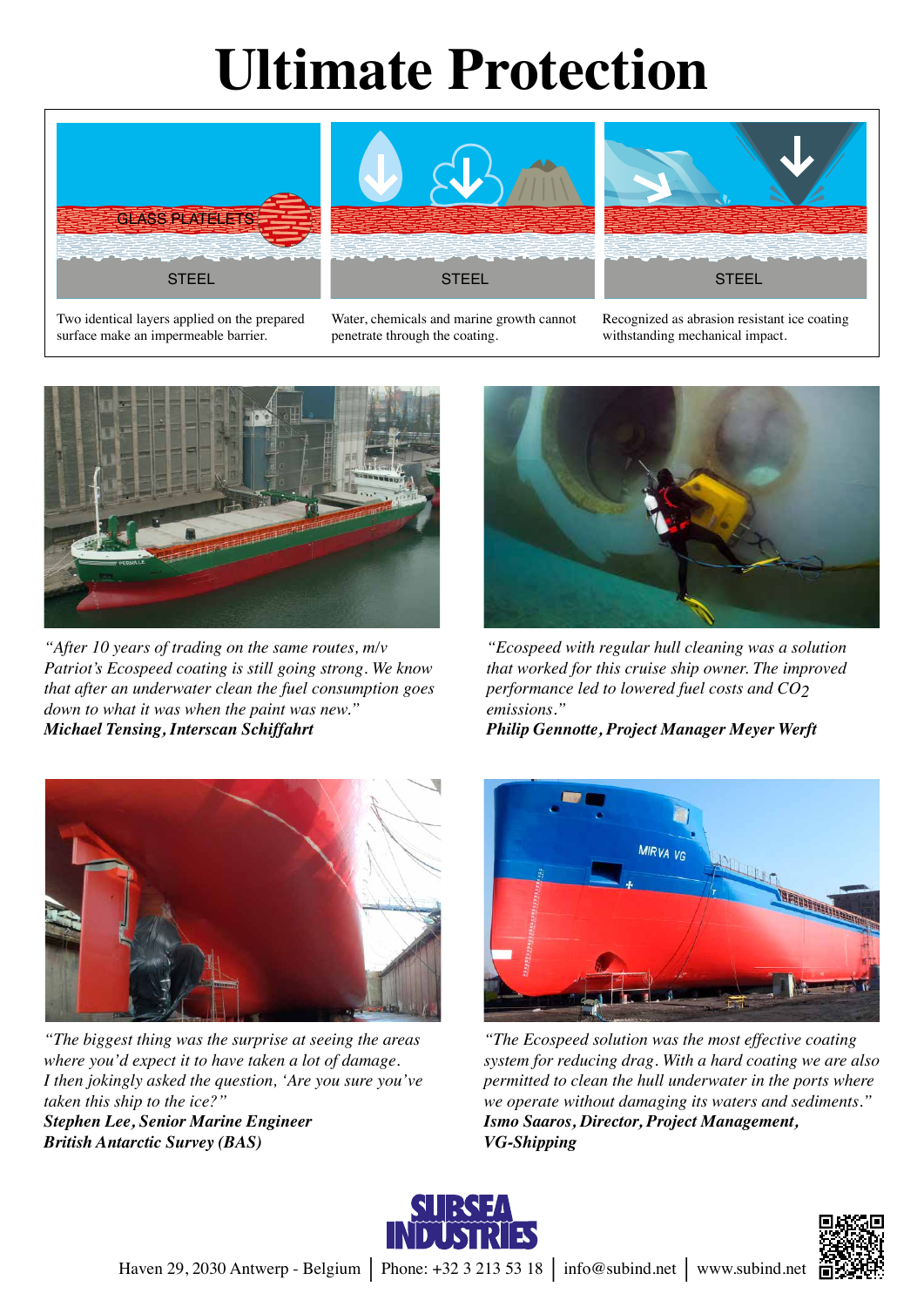# Ultimate Protection

GLASS PLATELETS

STEEL

Two identical layers applied on the prepared surface make an impermeable barrier.

STEEL

Water, chemicals and marine growth cannot penetrate through the coating.

STEEL

Recognized as abrasion resistant ice coating withstanding mechanical impact.

*"After 10 years of trading on the same routes, m/v Patriot's Ecospeed coating is still going strong. We know that after an underwater clean the fuel consumption goes down to what it was when the paint was new."*
***Michael Tensing, Interscan Schiffahrt***

*"Ecospeed with regular hull cleaning was a solution that worked for this cruise ship owner. The improved performance led to lowered fuel costs and $CO_2$ emissions."*
***Philip Gennotte, Project Manager Meyer Werft***

*"The biggest thing was the surprise at seeing the areas where you'd expect it to have taken a lot of damage. I then jokingly asked the question, 'Are you sure you've taken this ship to the ice?"*
***Stephen Lee, Senior Marine Engineer***
***British Antarctic Survey (BAS)***

*"The Ecospeed solution was the most effective coating system for reducing drag. With a hard coating we are also permitted to clean the hull underwater in the ports where we operate without damaging its waters and sediments."*
***Ismo Saaros, Director, Project Management,***
***VG-Shipping***

SUBSEA INDUSTRIES

Haven 29, 2030 Antwerp - Belgium | Phone: +32 3 213 53 18 | info@subind.net | www.subind.net